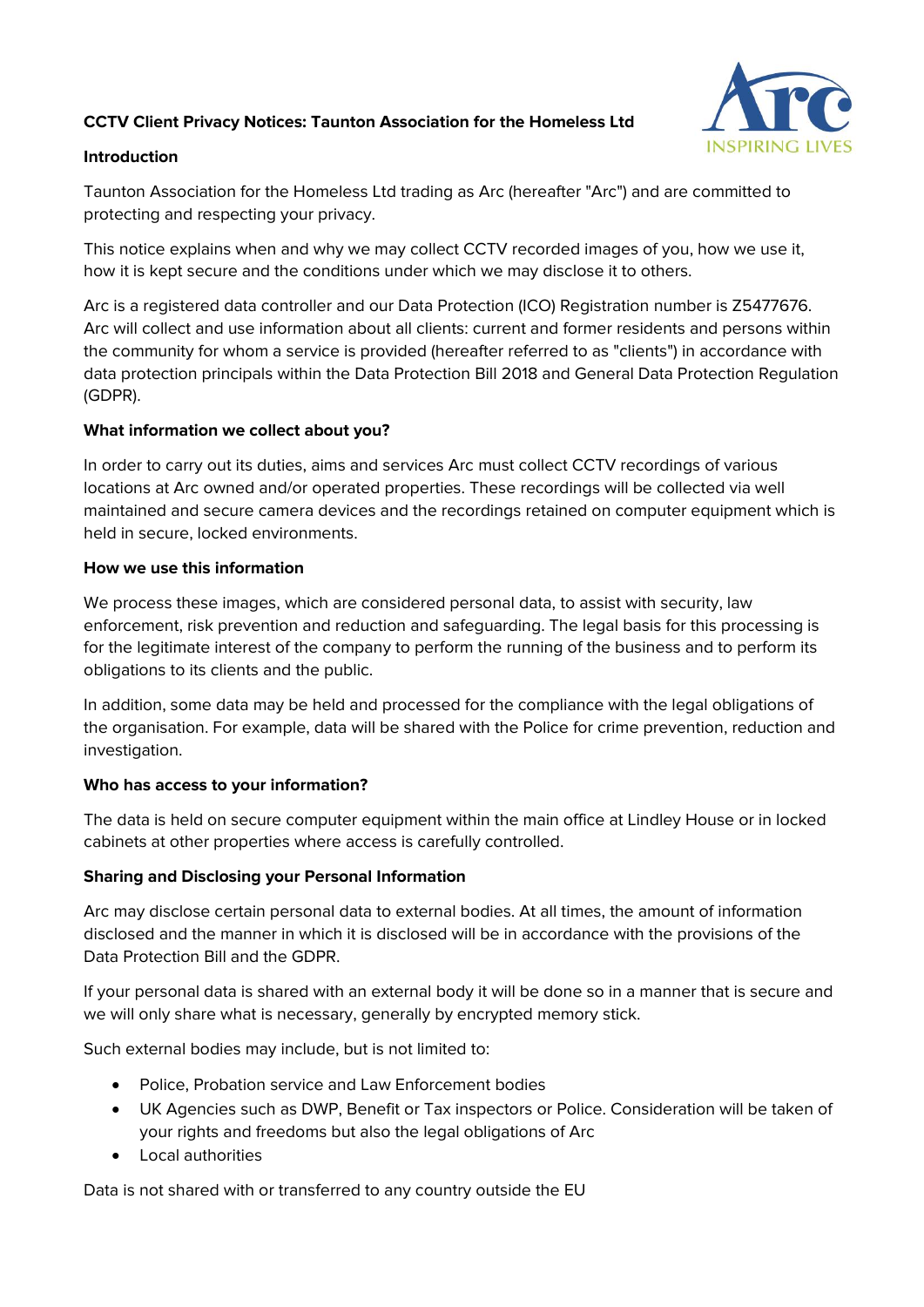# CCTV Client Privacy Notices: Taunton Association for the Homeless Ltd

## Introduction

Taunton Association for the Homeless Ltd trading as Arc (hereafter "Arc") and are committed to protecting and respecting your privacy.

This notice explains when and why we may collect CCTV recorded images of you, how we use it, how it is kept secure and the conditions under which we may disclose it to others.

Arc is a registered data controller and our Data Protection (ICO) Registration number is Z5477676. Arc will collect and use information about all clients: current and former residents and persons within the community for whom a service is provided (hereafter referred to as "clients") in accordance with data protection principals within the Data Protection Bill 2018 and General Data Protection Regulation (GDPR).

## What information we collect about you?

In order to carry out its duties, aims and services Arc must collect CCTV recordings of various locations at Arc owned and/or operated properties. These recordings will be collected via well maintained and secure camera devices and the recordings retained on computer equipment which is held in secure, locked environments.

## How we use this information

We process these images, which are considered personal data, to assist with security, law enforcement, risk prevention and reduction and safeguarding. The legal basis for this processing is for the legitimate interest of the company to perform the running of the business and to perform its obligations to its clients and the public.

In addition, some data may be held and processed for the compliance with the legal obligations of the organisation. For example, data will be shared with the Police for crime prevention, reduction and investigation.

## Who has access to your information?

The data is held on secure computer equipment within the main office at Lindley House or in locked cabinets at other properties where access is carefully controlled.

## Sharing and Disclosing your Personal Information

Arc may disclose certain personal data to external bodies. At all times, the amount of information disclosed and the manner in which it is disclosed will be in accordance with the provisions of the Data Protection Bill and the GDPR.

If your personal data is shared with an external body it will be done so in a manner that is secure and we will only share what is necessary, generally by encrypted memory stick.

Such external bodies may include, but is not limited to:

- Police, Probation service and Law Enforcement bodies
- UK Agencies such as DWP, Benefit or Tax inspectors or Police. Consideration will be taken of your rights and freedoms but also the legal obligations of Arc
- Local authorities

Data is not shared with or transferred to any country outside the EU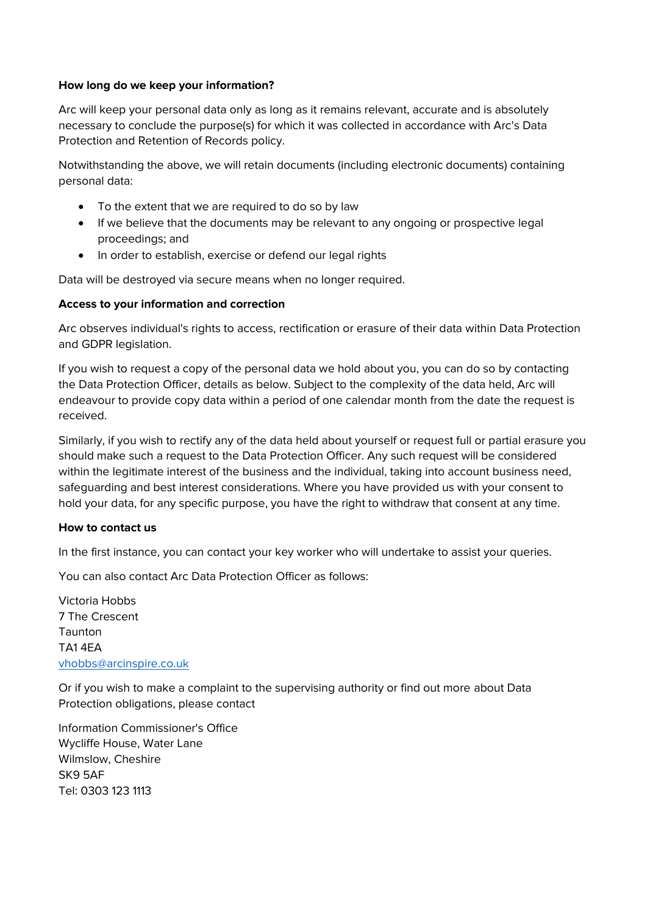**How long do we keep your information?**

Arc will keep your personal data only as long as it remains relevant, accurate and is absolutely necessary to conclude the purpose(s) for which it was collected in accordance with Arc's Data Protection and Retention of Records policy.

Notwithstanding the above, we will retain documents (including electronic documents) containing personal data:

- To the extent that we are required to do so by law
- If we believe that the documents may be relevant to any ongoing or prospective legal proceedings; and
- In order to establish, exercise or defend our legal rights

Data will be destroyed via secure means when no longer required.

**Access to your information and correction**

Arc observes individual's rights to access, rectification or erasure of their data within Data Protection and GDPR legislation.

If you wish to request a copy of the personal data we hold about you, you can do so by contacting the Data Protection Officer, details as below. Subject to the complexity of the data held, Arc will endeavour to provide copy data within a period of one calendar month from the date the request is received.

Similarly, if you wish to rectify any of the data held about yourself or request full or partial erasure you should make such a request to the Data Protection Officer. Any such request will be considered within the legitimate interest of the business and the individual, taking into account business need, safeguarding and best interest considerations. Where you have provided us with your consent to hold your data, for any specific purpose, you have the right to withdraw that consent at any time.

**How to contact us**

In the first instance, you can contact your key worker who will undertake to assist your queries.

You can also contact Arc Data Protection Officer as follows:

Victoria Hobbs
7 The Crescent
Taunton
TA1 4EA
vhobbs@arcinspire.co.uk

Or if you wish to make a complaint to the supervising authority or find out more about Data Protection obligations, please contact

Information Commissioner's Office
Wycliffe House, Water Lane
Wilmslow, Cheshire
SK9 5AF
Tel: 0303 123 1113